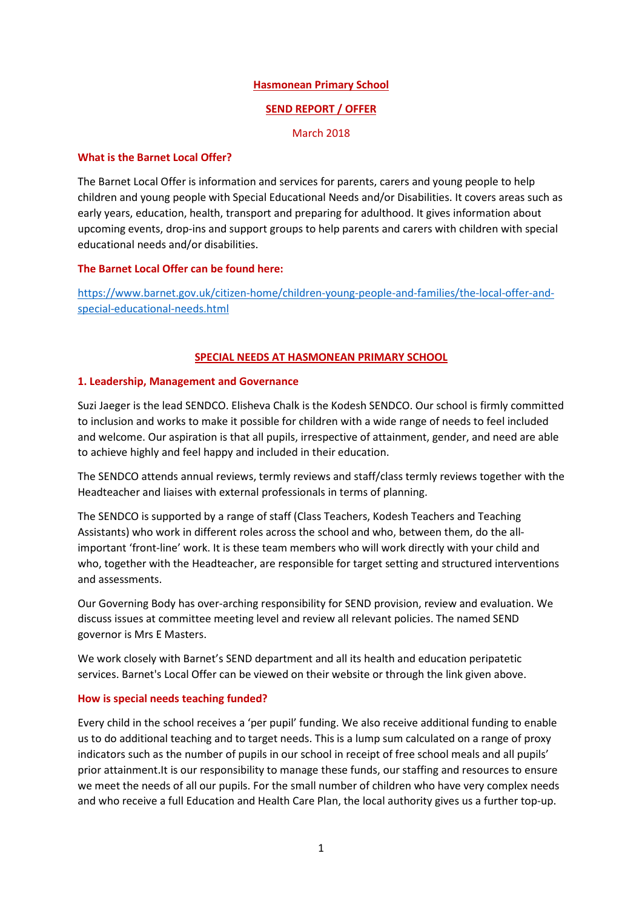# Hasmonean Primary School

## SEND REPORT / OFFER

March 2018

### What is the Barnet Local Offer?

The Barnet Local Offer is information and services for parents, carers and young people to help children and young people with Special Educational Needs and/or Disabilities. It covers areas such as early years, education, health, transport and preparing for adulthood. It gives information about upcoming events, drop-ins and support groups to help parents and carers with children with special educational needs and/or disabilities.

### The Barnet Local Offer can be found here:

https://www.barnet.gov.uk/citizen-home/children-young-people-and-families/the-local-offer-and-special-educational-needs.html

## SPECIAL NEEDS AT HASMONEAN PRIMARY SCHOOL

### 1. Leadership, Management and Governance

Suzi Jaeger is the lead SENDCO. Elisheva Chalk is the Kodesh SENDCO. Our school is firmly committed to inclusion and works to make it possible for children with a wide range of needs to feel included and welcome. Our aspiration is that all pupils, irrespective of attainment, gender, and need are able to achieve highly and feel happy and included in their education.

The SENDCO attends annual reviews, termly reviews and staff/class termly reviews together with the Headteacher and liaises with external professionals in terms of planning.

The SENDCO is supported by a range of staff (Class Teachers, Kodesh Teachers and Teaching Assistants) who work in different roles across the school and who, between them, do the all-important 'front-line' work. It is these team members who will work directly with your child and who, together with the Headteacher, are responsible for target setting and structured interventions and assessments.

Our Governing Body has over-arching responsibility for SEND provision, review and evaluation. We discuss issues at committee meeting level and review all relevant policies. The named SEND governor is Mrs E Masters.

We work closely with Barnet's SEND department and all its health and education peripatetic services. Barnet's Local Offer can be viewed on their website or through the link given above.

### How is special needs teaching funded?

Every child in the school receives a 'per pupil' funding. We also receive additional funding to enable us to do additional teaching and to target needs. This is a lump sum calculated on a range of proxy indicators such as the number of pupils in our school in receipt of free school meals and all pupils' prior attainment.It is our responsibility to manage these funds, our staffing and resources to ensure we meet the needs of all our pupils. For the small number of children who have very complex needs and who receive a full Education and Health Care Plan, the local authority gives us a further top-up.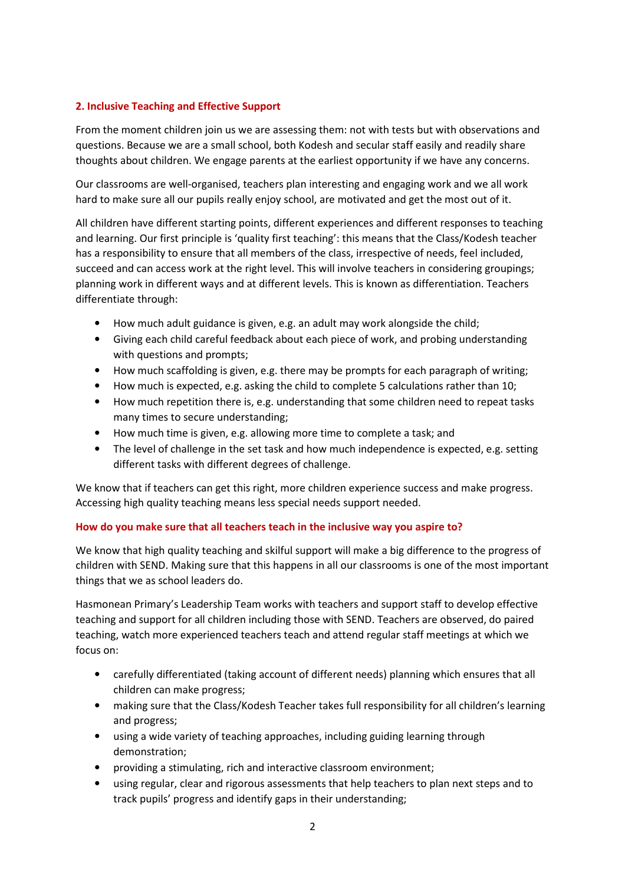## 2. Inclusive Teaching and Effective Support

From the moment children join us we are assessing them: not with tests but with observations and questions. Because we are a small school, both Kodesh and secular staff easily and readily share thoughts about children. We engage parents at the earliest opportunity if we have any concerns.

Our classrooms are well-organised, teachers plan interesting and engaging work and we all work hard to make sure all our pupils really enjoy school, are motivated and get the most out of it.

All children have different starting points, different experiences and different responses to teaching and learning. Our first principle is 'quality first teaching': this means that the Class/Kodesh teacher has a responsibility to ensure that all members of the class, irrespective of needs, feel included, succeed and can access work at the right level. This will involve teachers in considering groupings; planning work in different ways and at different levels. This is known as differentiation. Teachers differentiate through:

- How much adult guidance is given, e.g. an adult may work alongside the child;
- Giving each child careful feedback about each piece of work, and probing understanding with questions and prompts;
- How much scaffolding is given, e.g. there may be prompts for each paragraph of writing;
- How much is expected, e.g. asking the child to complete 5 calculations rather than 10;
- How much repetition there is, e.g. understanding that some children need to repeat tasks many times to secure understanding;
- How much time is given, e.g. allowing more time to complete a task; and
- The level of challenge in the set task and how much independence is expected, e.g. setting different tasks with different degrees of challenge.

We know that if teachers can get this right, more children experience success and make progress. Accessing high quality teaching means less special needs support needed.

### How do you make sure that all teachers teach in the inclusive way you aspire to?

We know that high quality teaching and skilful support will make a big difference to the progress of children with SEND. Making sure that this happens in all our classrooms is one of the most important things that we as school leaders do.

Hasmonean Primary's Leadership Team works with teachers and support staff to develop effective teaching and support for all children including those with SEND. Teachers are observed, do paired teaching, watch more experienced teachers teach and attend regular staff meetings at which we focus on:

- carefully differentiated (taking account of different needs) planning which ensures that all children can make progress;
- making sure that the Class/Kodesh Teacher takes full responsibility for all children's learning and progress;
- using a wide variety of teaching approaches, including guiding learning through demonstration;
- providing a stimulating, rich and interactive classroom environment;
- using regular, clear and rigorous assessments that help teachers to plan next steps and to track pupils' progress and identify gaps in their understanding;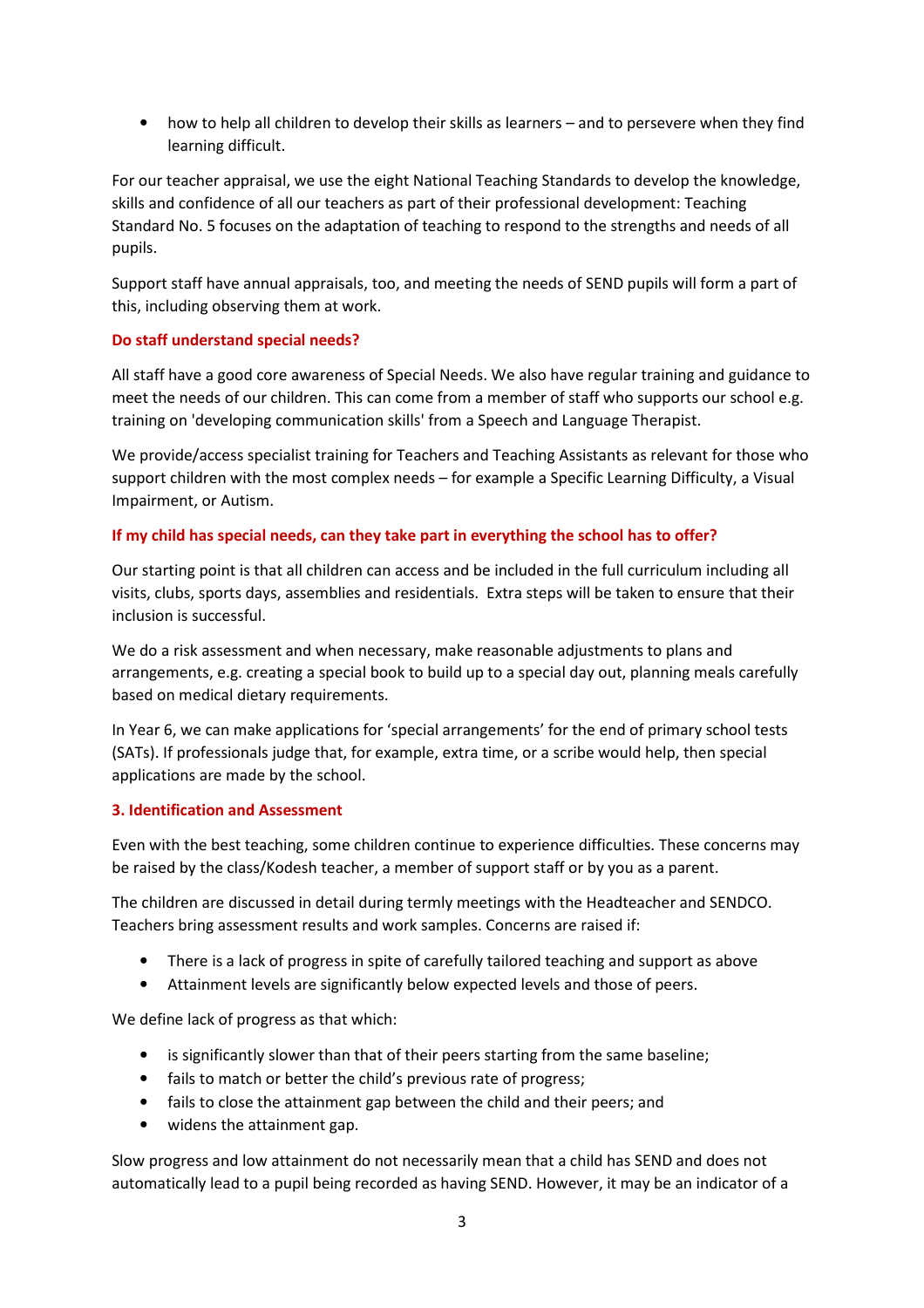- how to help all children to develop their skills as learners – and to persevere when they find learning difficult.

For our teacher appraisal, we use the eight National Teaching Standards to develop the knowledge, skills and confidence of all our teachers as part of their professional development: Teaching Standard No. 5 focuses on the adaptation of teaching to respond to the strengths and needs of all pupils.

Support staff have annual appraisals, too, and meeting the needs of SEND pupils will form a part of this, including observing them at work.

### Do staff understand special needs?

All staff have a good core awareness of Special Needs. We also have regular training and guidance to meet the needs of our children. This can come from a member of staff who supports our school e.g. training on 'developing communication skills' from a Speech and Language Therapist.

We provide/access specialist training for Teachers and Teaching Assistants as relevant for those who support children with the most complex needs – for example a Specific Learning Difficulty, a Visual Impairment, or Autism.

### If my child has special needs, can they take part in everything the school has to offer?

Our starting point is that all children can access and be included in the full curriculum including all visits, clubs, sports days, assemblies and residentials. Extra steps will be taken to ensure that their inclusion is successful.

We do a risk assessment and when necessary, make reasonable adjustments to plans and arrangements, e.g. creating a special book to build up to a special day out, planning meals carefully based on medical dietary requirements.

In Year 6, we can make applications for 'special arrangements' for the end of primary school tests (SATs). If professionals judge that, for example, extra time, or a scribe would help, then special applications are made by the school.

## 3. Identification and Assessment

Even with the best teaching, some children continue to experience difficulties. These concerns may be raised by the class/Kodesh teacher, a member of support staff or by you as a parent.

The children are discussed in detail during termly meetings with the Headteacher and SENDCO. Teachers bring assessment results and work samples. Concerns are raised if:

- There is a lack of progress in spite of carefully tailored teaching and support as above
- Attainment levels are significantly below expected levels and those of peers.

We define lack of progress as that which:

- is significantly slower than that of their peers starting from the same baseline;
- fails to match or better the child's previous rate of progress;
- fails to close the attainment gap between the child and their peers; and
- widens the attainment gap.

Slow progress and low attainment do not necessarily mean that a child has SEND and does not automatically lead to a pupil being recorded as having SEND. However, it may be an indicator of a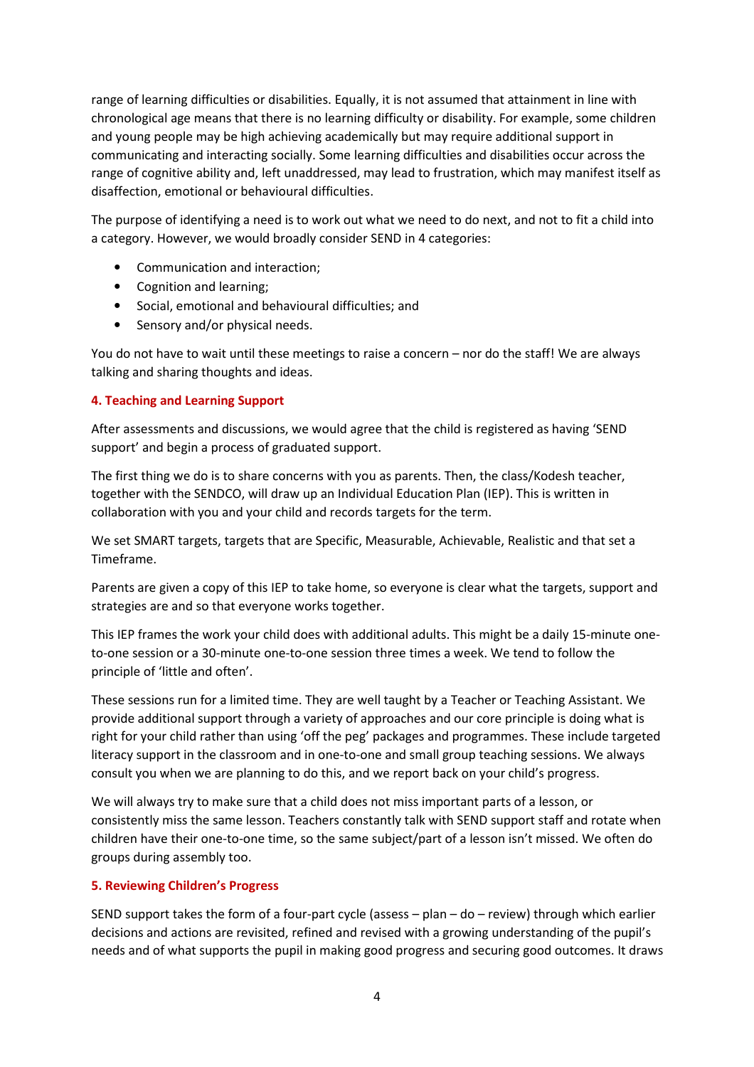range of learning difficulties or disabilities. Equally, it is not assumed that attainment in line with chronological age means that there is no learning difficulty or disability. For example, some children and young people may be high achieving academically but may require additional support in communicating and interacting socially. Some learning difficulties and disabilities occur across the range of cognitive ability and, left unaddressed, may lead to frustration, which may manifest itself as disaffection, emotional or behavioural difficulties.

The purpose of identifying a need is to work out what we need to do next, and not to fit a child into a category. However, we would broadly consider SEND in 4 categories:

- Communication and interaction;
- Cognition and learning;
- Social, emotional and behavioural difficulties; and
- Sensory and/or physical needs.

You do not have to wait until these meetings to raise a concern – nor do the staff! We are always talking and sharing thoughts and ideas.

### 4. Teaching and Learning Support

After assessments and discussions, we would agree that the child is registered as having 'SEND support' and begin a process of graduated support.

The first thing we do is to share concerns with you as parents. Then, the class/Kodesh teacher, together with the SENDCO, will draw up an Individual Education Plan (IEP). This is written in collaboration with you and your child and records targets for the term.

We set SMART targets, targets that are Specific, Measurable, Achievable, Realistic and that set a Timeframe.

Parents are given a copy of this IEP to take home, so everyone is clear what the targets, support and strategies are and so that everyone works together.

This IEP frames the work your child does with additional adults. This might be a daily 15-minute one-to-one session or a 30-minute one-to-one session three times a week. We tend to follow the principle of 'little and often'.

These sessions run for a limited time. They are well taught by a Teacher or Teaching Assistant. We provide additional support through a variety of approaches and our core principle is doing what is right for your child rather than using 'off the peg' packages and programmes. These include targeted literacy support in the classroom and in one-to-one and small group teaching sessions. We always consult you when we are planning to do this, and we report back on your child's progress.

We will always try to make sure that a child does not miss important parts of a lesson, or consistently miss the same lesson. Teachers constantly talk with SEND support staff and rotate when children have their one-to-one time, so the same subject/part of a lesson isn't missed. We often do groups during assembly too.

### 5. Reviewing Children's Progress

SEND support takes the form of a four-part cycle (assess – plan – do – review) through which earlier decisions and actions are revisited, refined and revised with a growing understanding of the pupil's needs and of what supports the pupil in making good progress and securing good outcomes. It draws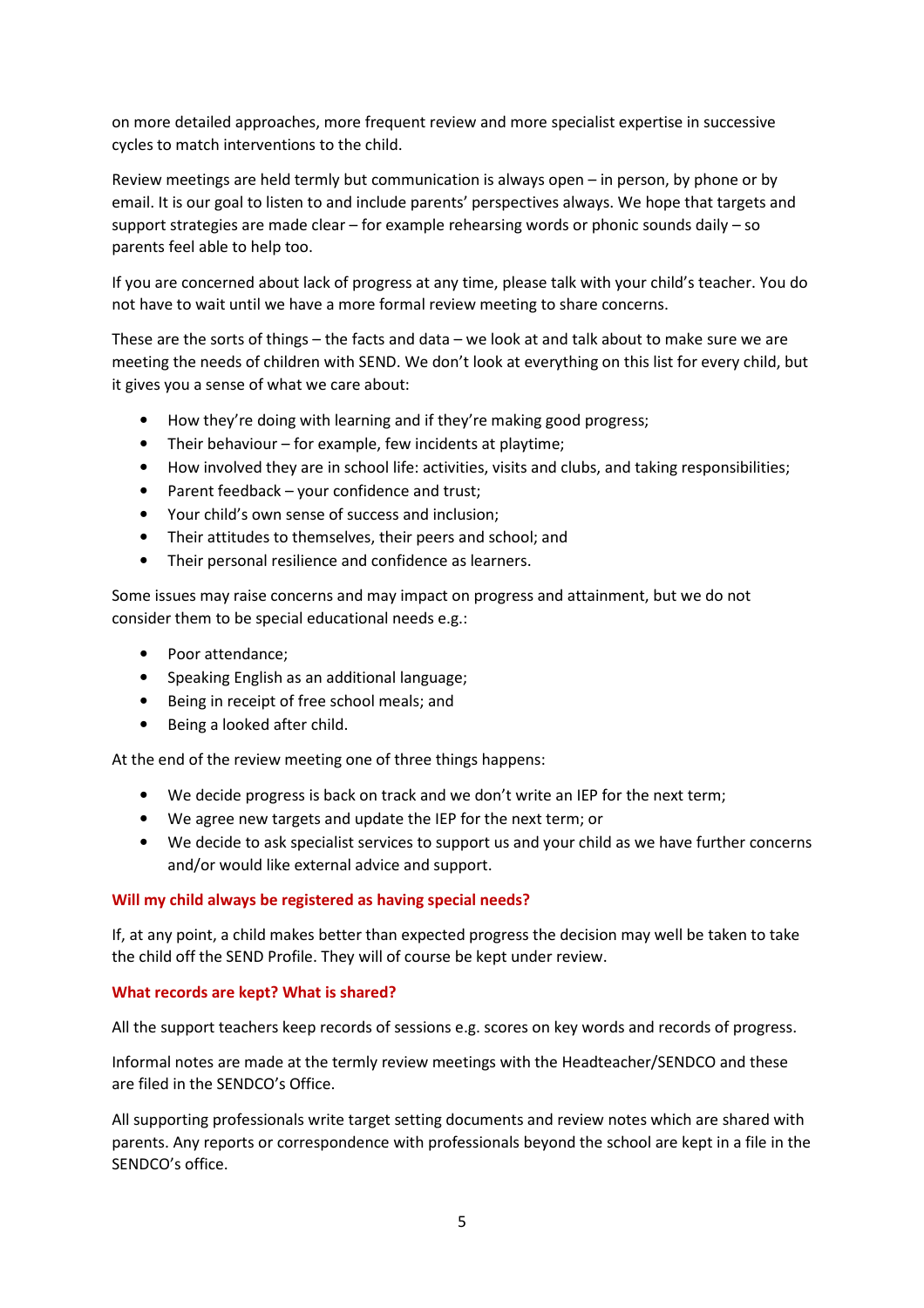on more detailed approaches, more frequent review and more specialist expertise in successive cycles to match interventions to the child.

Review meetings are held termly but communication is always open – in person, by phone or by email. It is our goal to listen to and include parents' perspectives always. We hope that targets and support strategies are made clear – for example rehearsing words or phonic sounds daily – so parents feel able to help too.

If you are concerned about lack of progress at any time, please talk with your child's teacher. You do not have to wait until we have a more formal review meeting to share concerns.

These are the sorts of things – the facts and data – we look at and talk about to make sure we are meeting the needs of children with SEND. We don't look at everything on this list for every child, but it gives you a sense of what we care about:

- How they're doing with learning and if they're making good progress;
- Their behaviour – for example, few incidents at playtime;
- How involved they are in school life: activities, visits and clubs, and taking responsibilities;
- Parent feedback – your confidence and trust;
- Your child's own sense of success and inclusion;
- Their attitudes to themselves, their peers and school; and
- Their personal resilience and confidence as learners.

Some issues may raise concerns and may impact on progress and attainment, but we do not consider them to be special educational needs e.g.:

- Poor attendance;
- Speaking English as an additional language;
- Being in receipt of free school meals; and
- Being a looked after child.

At the end of the review meeting one of three things happens:

- We decide progress is back on track and we don't write an IEP for the next term;
- We agree new targets and update the IEP for the next term; or
- We decide to ask specialist services to support us and your child as we have further concerns and/or would like external advice and support.

### Will my child always be registered as having special needs?

If, at any point, a child makes better than expected progress the decision may well be taken to take the child off the SEND Profile. They will of course be kept under review.

### What records are kept? What is shared?

All the support teachers keep records of sessions e.g. scores on key words and records of progress.

Informal notes are made at the termly review meetings with the Headteacher/SENDCO and these are filed in the SENDCO's Office.

All supporting professionals write target setting documents and review notes which are shared with parents. Any reports or correspondence with professionals beyond the school are kept in a file in the SENDCO's office.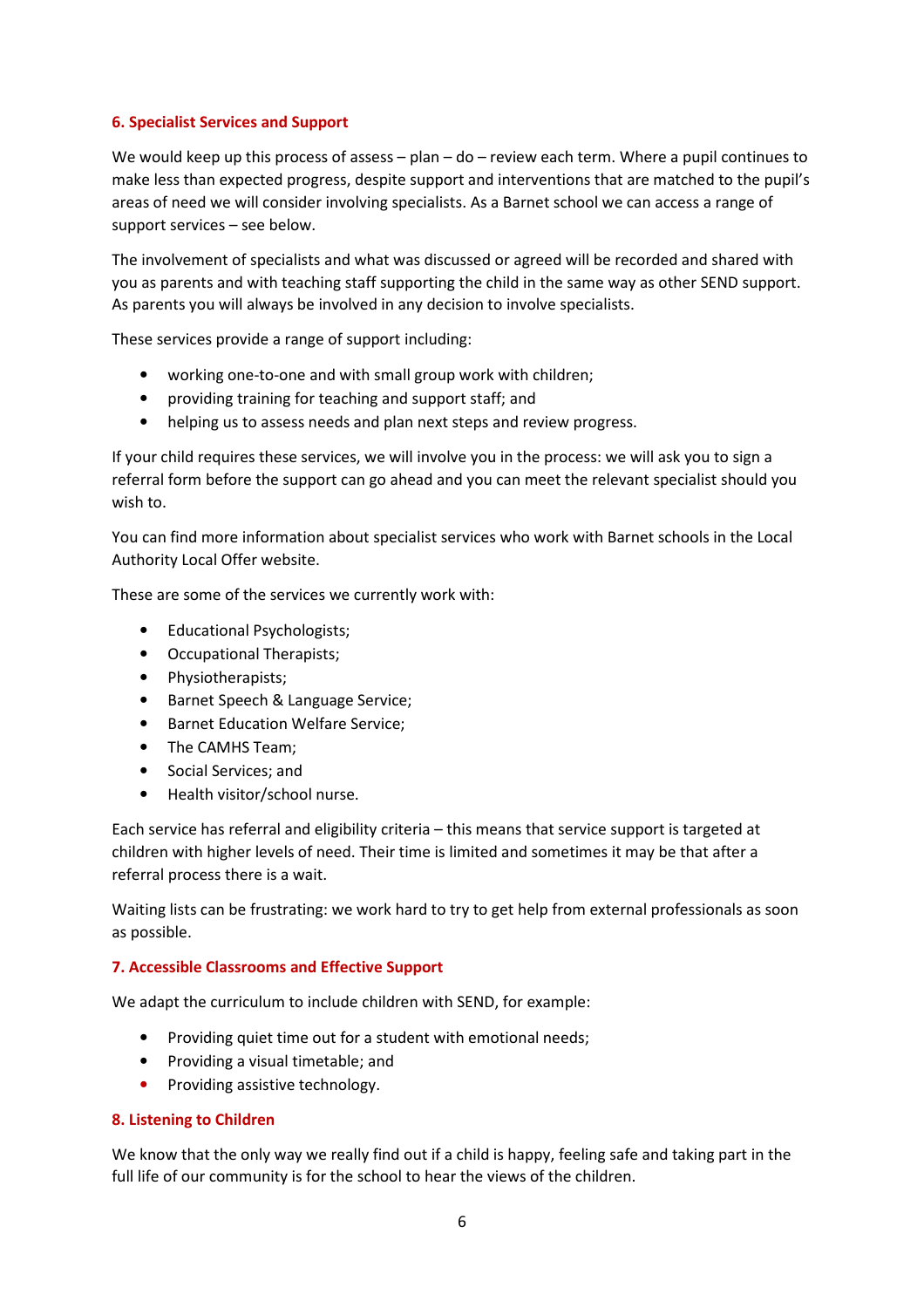## 6. Specialist Services and Support

We would keep up this process of assess – plan – do – review each term. Where a pupil continues to make less than expected progress, despite support and interventions that are matched to the pupil's areas of need we will consider involving specialists. As a Barnet school we can access a range of support services – see below.

The involvement of specialists and what was discussed or agreed will be recorded and shared with you as parents and with teaching staff supporting the child in the same way as other SEND support. As parents you will always be involved in any decision to involve specialists.

These services provide a range of support including:

- working one-to-one and with small group work with children;
- providing training for teaching and support staff; and
- helping us to assess needs and plan next steps and review progress.

If your child requires these services, we will involve you in the process: we will ask you to sign a referral form before the support can go ahead and you can meet the relevant specialist should you wish to.

You can find more information about specialist services who work with Barnet schools in the Local Authority Local Offer website.

These are some of the services we currently work with:

- Educational Psychologists;
- Occupational Therapists;
- Physiotherapists;
- Barnet Speech & Language Service;
- Barnet Education Welfare Service;
- The CAMHS Team;
- Social Services; and
- Health visitor/school nurse.

Each service has referral and eligibility criteria – this means that service support is targeted at children with higher levels of need. Their time is limited and sometimes it may be that after a referral process there is a wait.

Waiting lists can be frustrating: we work hard to try to get help from external professionals as soon as possible.

## 7. Accessible Classrooms and Effective Support

We adapt the curriculum to include children with SEND, for example:

- Providing quiet time out for a student with emotional needs;
- Providing a visual timetable; and
- Providing assistive technology.

## 8. Listening to Children

We know that the only way we really find out if a child is happy, feeling safe and taking part in the full life of our community is for the school to hear the views of the children.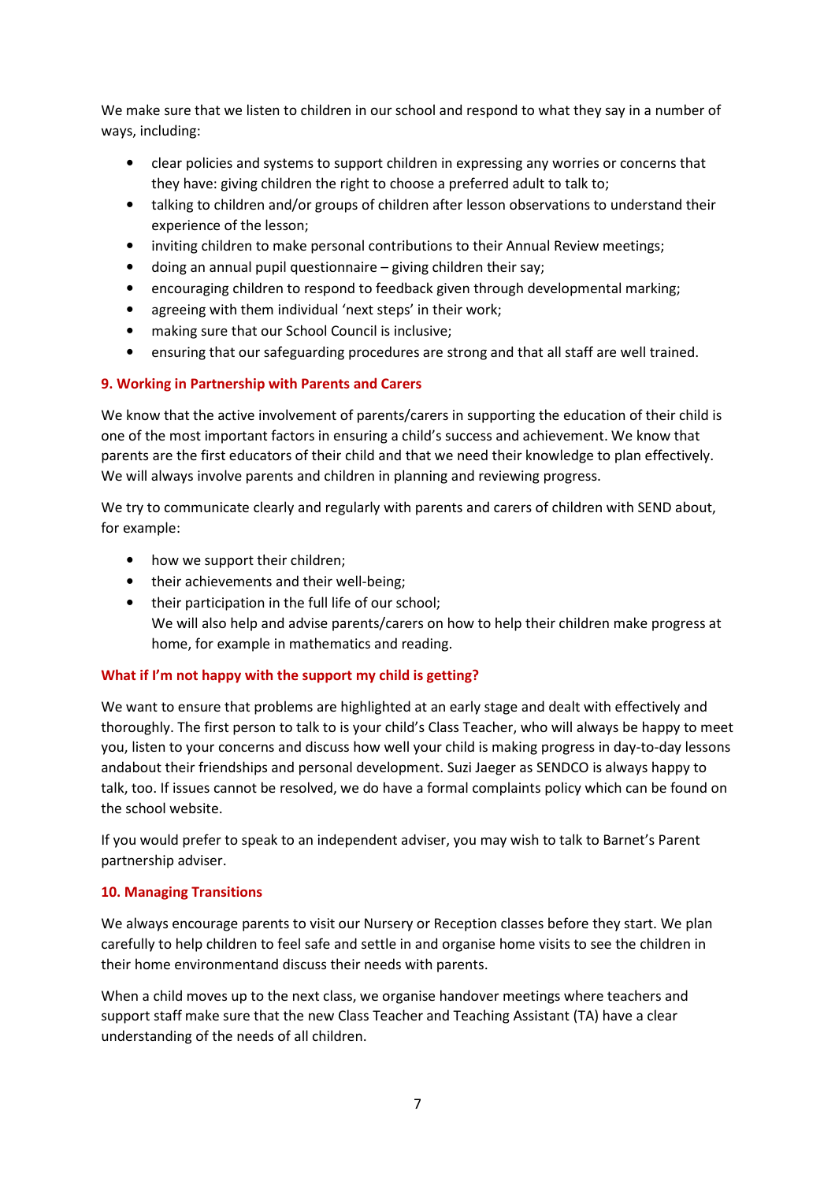We make sure that we listen to children in our school and respond to what they say in a number of ways, including:

- clear policies and systems to support children in expressing any worries or concerns that they have: giving children the right to choose a preferred adult to talk to;
- talking to children and/or groups of children after lesson observations to understand their experience of the lesson;
- inviting children to make personal contributions to their Annual Review meetings;
- doing an annual pupil questionnaire – giving children their say;
- encouraging children to respond to feedback given through developmental marking;
- agreeing with them individual 'next steps' in their work;
- making sure that our School Council is inclusive;
- ensuring that our safeguarding procedures are strong and that all staff are well trained.

### 9. Working in Partnership with Parents and Carers

We know that the active involvement of parents/carers in supporting the education of their child is one of the most important factors in ensuring a child's success and achievement. We know that parents are the first educators of their child and that we need their knowledge to plan effectively. We will always involve parents and children in planning and reviewing progress.

We try to communicate clearly and regularly with parents and carers of children with SEND about, for example:

- how we support their children;
- their achievements and their well-being;
- their participation in the full life of our school;
  We will also help and advise parents/carers on how to help their children make progress at home, for example in mathematics and reading.

### What if I'm not happy with the support my child is getting?

We want to ensure that problems are highlighted at an early stage and dealt with effectively and thoroughly. The first person to talk to is your child's Class Teacher, who will always be happy to meet you, listen to your concerns and discuss how well your child is making progress in day-to-day lessons andabout their friendships and personal development. Suzi Jaeger as SENDCO is always happy to talk, too. If issues cannot be resolved, we do have a formal complaints policy which can be found on the school website.

If you would prefer to speak to an independent adviser, you may wish to talk to Barnet's Parent partnership adviser.

### 10. Managing Transitions

We always encourage parents to visit our Nursery or Reception classes before they start. We plan carefully to help children to feel safe and settle in and organise home visits to see the children in their home environmentand discuss their needs with parents.

When a child moves up to the next class, we organise handover meetings where teachers and support staff make sure that the new Class Teacher and Teaching Assistant (TA) have a clear understanding of the needs of all children.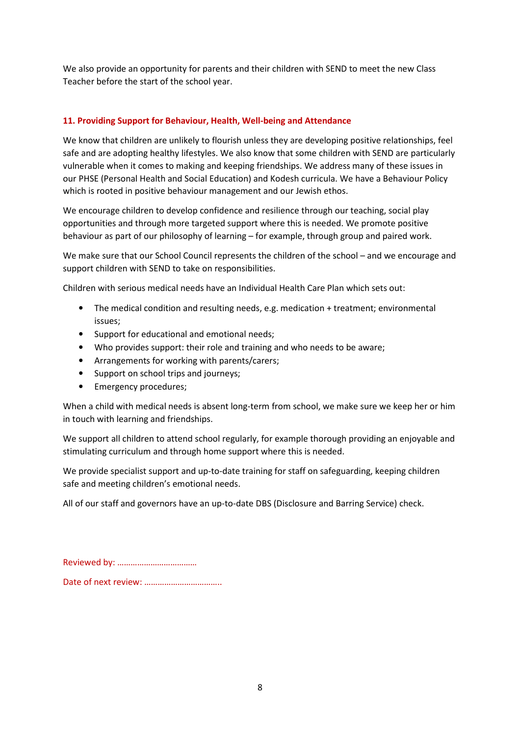We also provide an opportunity for parents and their children with SEND to meet the new Class Teacher before the start of the school year.

## 11. Providing Support for Behaviour, Health, Well-being and Attendance

We know that children are unlikely to flourish unless they are developing positive relationships, feel safe and are adopting healthy lifestyles. We also know that some children with SEND are particularly vulnerable when it comes to making and keeping friendships. We address many of these issues in our PHSE (Personal Health and Social Education) and Kodesh curricula. We have a Behaviour Policy which is rooted in positive behaviour management and our Jewish ethos.

We encourage children to develop confidence and resilience through our teaching, social play opportunities and through more targeted support where this is needed. We promote positive behaviour as part of our philosophy of learning – for example, through group and paired work.

We make sure that our School Council represents the children of the school – and we encourage and support children with SEND to take on responsibilities.

Children with serious medical needs have an Individual Health Care Plan which sets out:

- The medical condition and resulting needs, e.g. medication + treatment; environmental issues;
- Support for educational and emotional needs;
- Who provides support: their role and training and who needs to be aware;
- Arrangements for working with parents/carers;
- Support on school trips and journeys;
- Emergency procedures;

When a child with medical needs is absent long-term from school, we make sure we keep her or him in touch with learning and friendships.

We support all children to attend school regularly, for example thorough providing an enjoyable and stimulating curriculum and through home support where this is needed.

We provide specialist support and up-to-date training for staff on safeguarding, keeping children safe and meeting children's emotional needs.

All of our staff and governors have an up-to-date DBS (Disclosure and Barring Service) check.

Reviewed by: ………………………………

Date of next review: ……………………………..